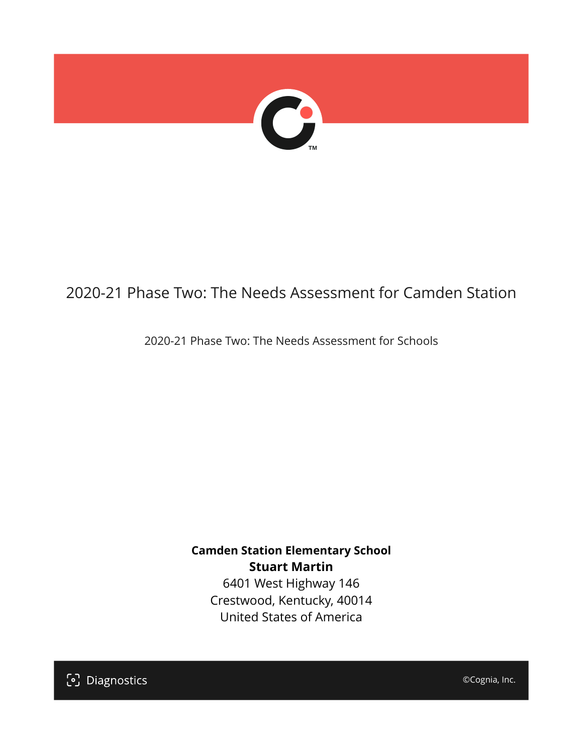# 2020-21 Phase Two: The Needs Assessment for Camden Station

2020-21 Phase Two: The Needs Assessment for Schools

**Camden Station Elementary School**
**Stuart Martin**
6401 West Highway 146
Crestwood, Kentucky, 40014
United States of America

Diagnostics

©Cognia, Inc.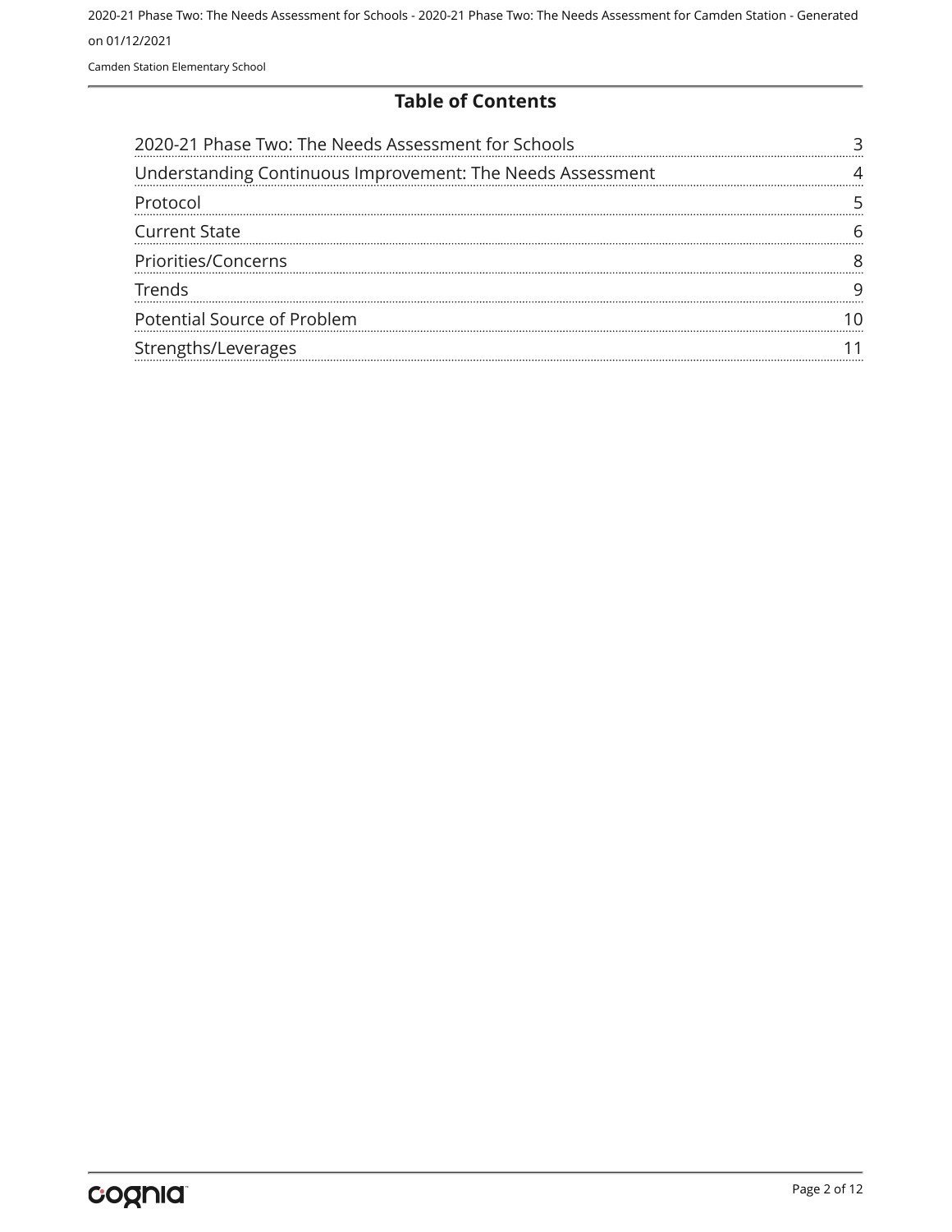# Table of Contents

| Section | Page |
|---|---|
| 2020-21 Phase Two: The Needs Assessment for Schools | 3 |
| Understanding Continuous Improvement: The Needs Assessment | 4 |
| Protocol | 5 |
| Current State | 6 |
| Priorities/Concerns | 8 |
| Trends | 9 |
| Potential Source of Problem | 10 |
| Strengths/Leverages | 11 |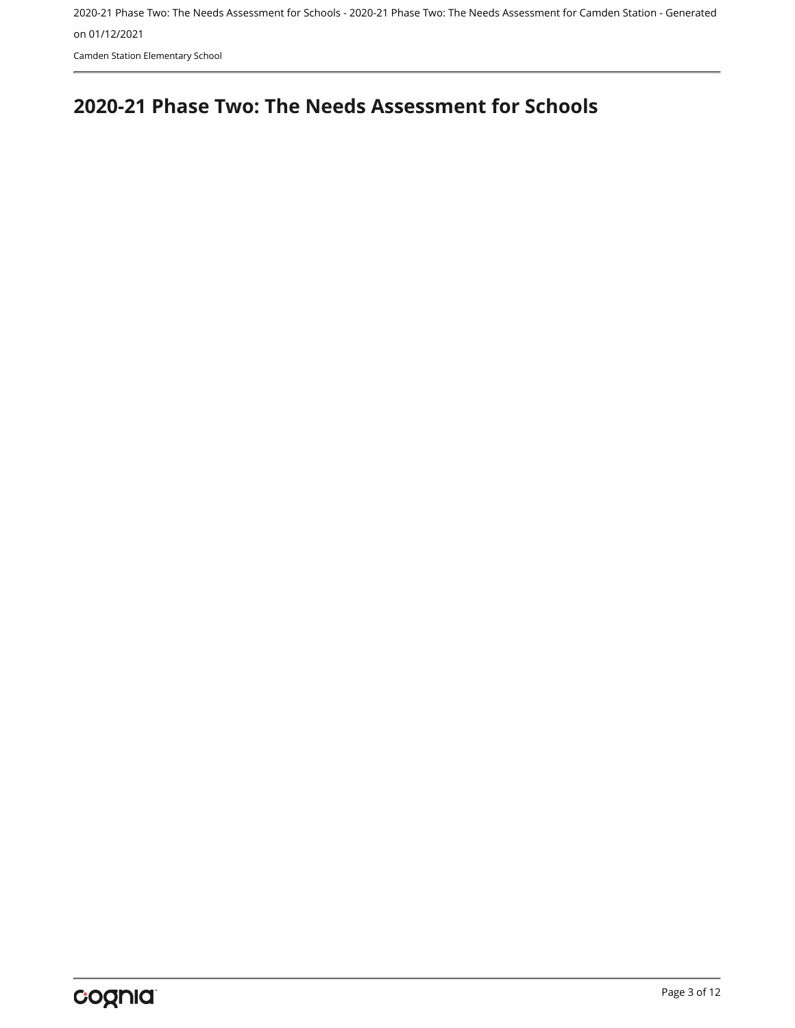# 2020-21 Phase Two: The Needs Assessment for Schools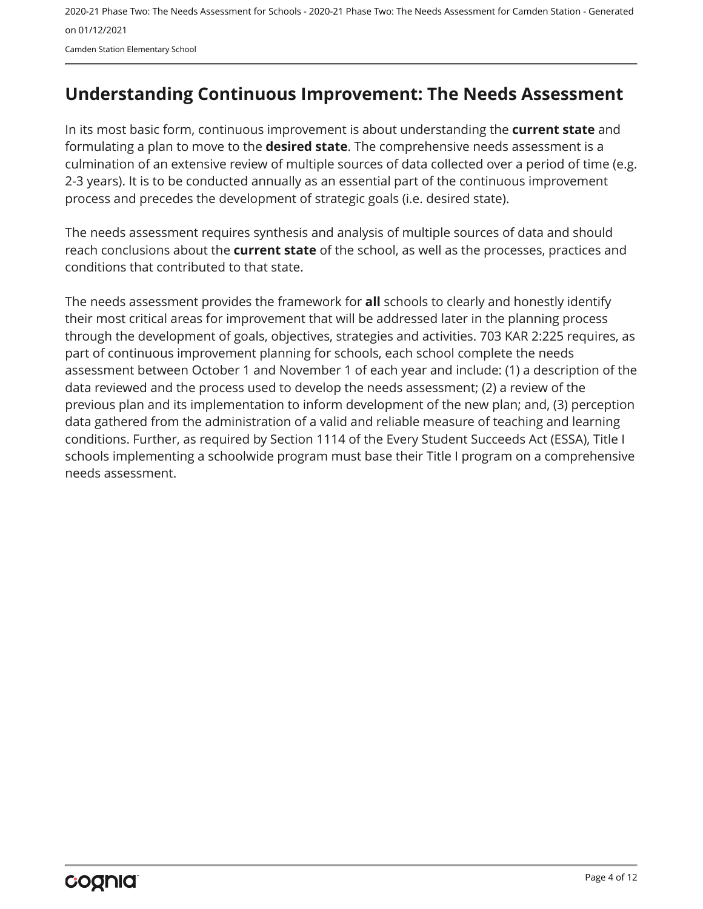# Understanding Continuous Improvement: The Needs Assessment

In its most basic form, continuous improvement is about understanding the **current state** and formulating a plan to move to the **desired state**. The comprehensive needs assessment is a culmination of an extensive review of multiple sources of data collected over a period of time (e.g. 2-3 years). It is to be conducted annually as an essential part of the continuous improvement process and precedes the development of strategic goals (i.e. desired state).

The needs assessment requires synthesis and analysis of multiple sources of data and should reach conclusions about the **current state** of the school, as well as the processes, practices and conditions that contributed to that state.

The needs assessment provides the framework for **all** schools to clearly and honestly identify their most critical areas for improvement that will be addressed later in the planning process through the development of goals, objectives, strategies and activities. 703 KAR 2:225 requires, as part of continuous improvement planning for schools, each school complete the needs assessment between October 1 and November 1 of each year and include: (1) a description of the data reviewed and the process used to develop the needs assessment; (2) a review of the previous plan and its implementation to inform development of the new plan; and, (3) perception data gathered from the administration of a valid and reliable measure of teaching and learning conditions. Further, as required by Section 1114 of the Every Student Succeeds Act (ESSA), Title I schools implementing a schoolwide program must base their Title I program on a comprehensive needs assessment.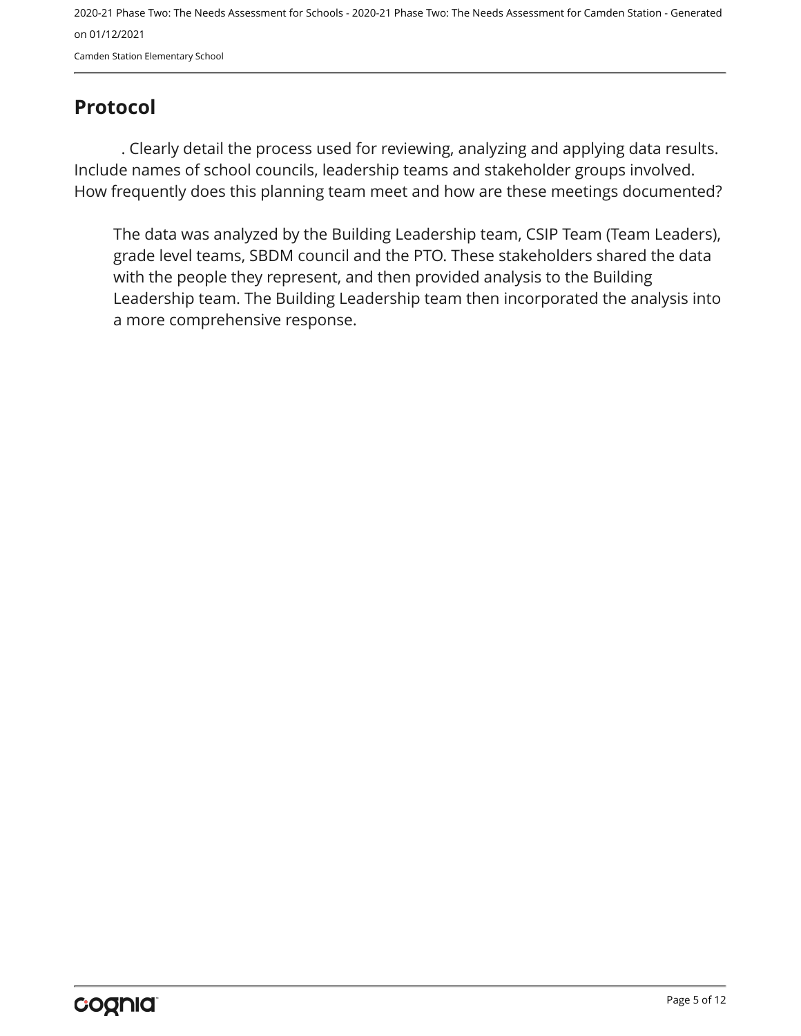## Protocol

. Clearly detail the process used for reviewing, analyzing and applying data results. Include names of school councils, leadership teams and stakeholder groups involved. How frequently does this planning team meet and how are these meetings documented?

The data was analyzed by the Building Leadership team, CSIP Team (Team Leaders), grade level teams, SBDM council and the PTO. These stakeholders shared the data with the people they represent, and then provided analysis to the Building Leadership team. The Building Leadership team then incorporated the analysis into a more comprehensive response.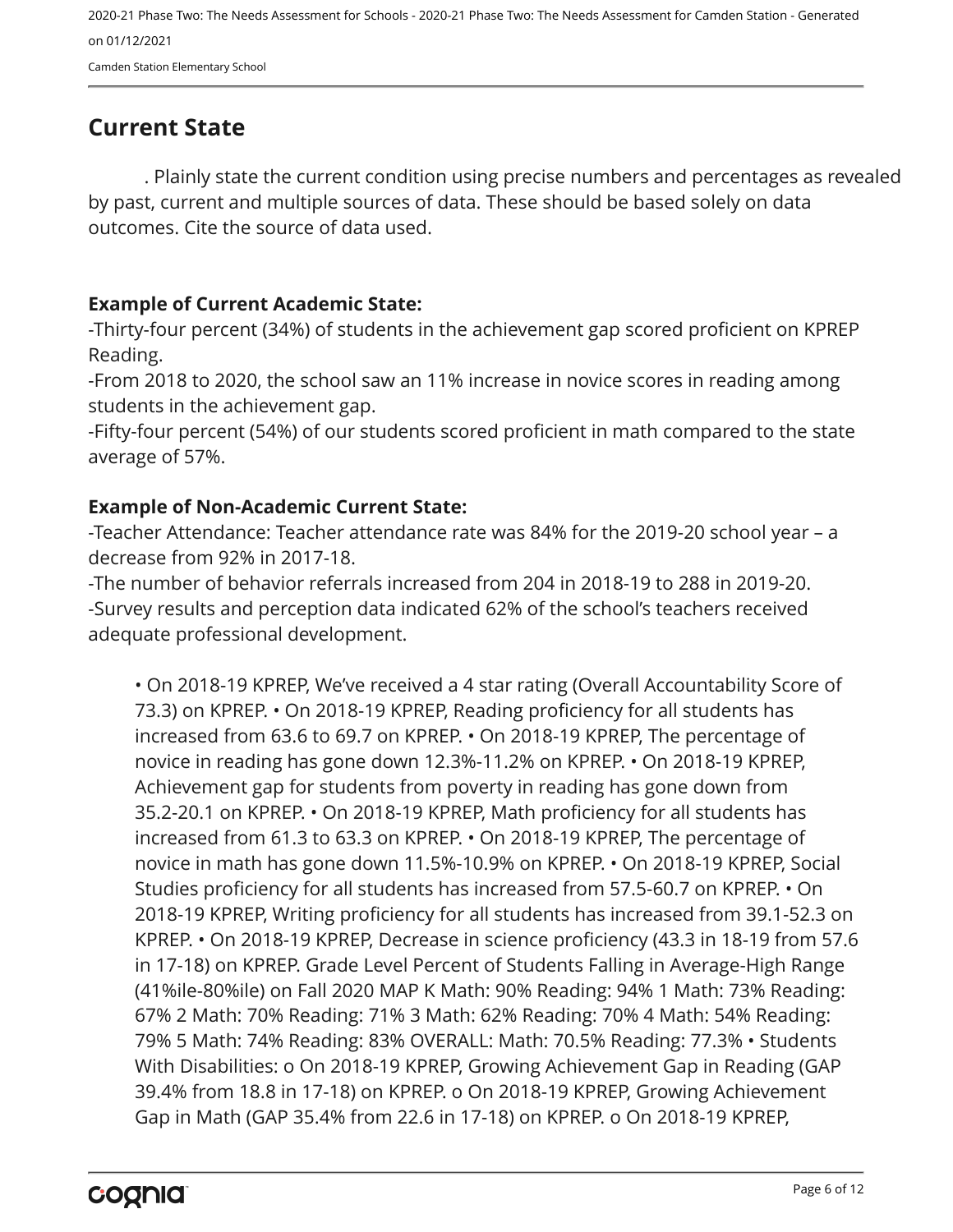## Current State

. Plainly state the current condition using precise numbers and percentages as revealed by past, current and multiple sources of data. These should be based solely on data outcomes. Cite the source of data used.

**Example of Current Academic State:**

-Thirty-four percent (34%) of students in the achievement gap scored proficient on KPREP Reading.
-From 2018 to 2020, the school saw an 11% increase in novice scores in reading among students in the achievement gap.
-Fifty-four percent (54%) of our students scored proficient in math compared to the state average of 57%.

**Example of Non-Academic Current State:**

-Teacher Attendance: Teacher attendance rate was 84% for the 2019-20 school year – a decrease from 92% in 2017-18.
-The number of behavior referrals increased from 204 in 2018-19 to 288 in 2019-20.
-Survey results and perception data indicated 62% of the school's teachers received adequate professional development.

• On 2018-19 KPREP, We've received a 4 star rating (Overall Accountability Score of 73.3) on KPREP. • On 2018-19 KPREP, Reading proficiency for all students has increased from 63.6 to 69.7 on KPREP. • On 2018-19 KPREP, The percentage of novice in reading has gone down 12.3%-11.2% on KPREP. • On 2018-19 KPREP, Achievement gap for students from poverty in reading has gone down from 35.2-20.1 on KPREP. • On 2018-19 KPREP, Math proficiency for all students has increased from 61.3 to 63.3 on KPREP. • On 2018-19 KPREP, The percentage of novice in math has gone down 11.5%-10.9% on KPREP. • On 2018-19 KPREP, Social Studies proficiency for all students has increased from 57.5-60.7 on KPREP. • On 2018-19 KPREP, Writing proficiency for all students has increased from 39.1-52.3 on KPREP. • On 2018-19 KPREP, Decrease in science proficiency (43.3 in 18-19 from 57.6 in 17-18) on KPREP. Grade Level Percent of Students Falling in Average-High Range (41%ile-80%ile) on Fall 2020 MAP K Math: 90% Reading: 94% 1 Math: 73% Reading: 67% 2 Math: 70% Reading: 71% 3 Math: 62% Reading: 70% 4 Math: 54% Reading: 79% 5 Math: 74% Reading: 83% OVERALL: Math: 70.5% Reading: 77.3% • Students With Disabilities: o On 2018-19 KPREP, Growing Achievement Gap in Reading (GAP 39.4% from 18.8 in 17-18) on KPREP. o On 2018-19 KPREP, Growing Achievement Gap in Math (GAP 35.4% from 22.6 in 17-18) on KPREP. o On 2018-19 KPREP,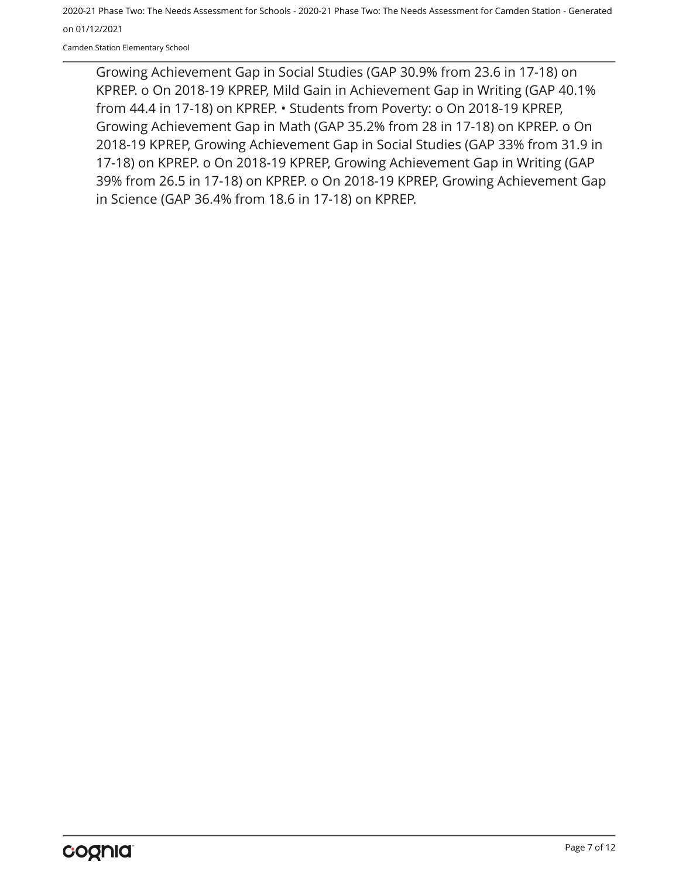Growing Achievement Gap in Social Studies (GAP 30.9% from 23.6 in 17-18) on KPREP. o On 2018-19 KPREP, Mild Gain in Achievement Gap in Writing (GAP 40.1% from 44.4 in 17-18) on KPREP. • Students from Poverty: o On 2018-19 KPREP, Growing Achievement Gap in Math (GAP 35.2% from 28 in 17-18) on KPREP. o On 2018-19 KPREP, Growing Achievement Gap in Social Studies (GAP 33% from 31.9 in 17-18) on KPREP. o On 2018-19 KPREP, Growing Achievement Gap in Writing (GAP 39% from 26.5 in 17-18) on KPREP. o On 2018-19 KPREP, Growing Achievement Gap in Science (GAP 36.4% from 18.6 in 17-18) on KPREP.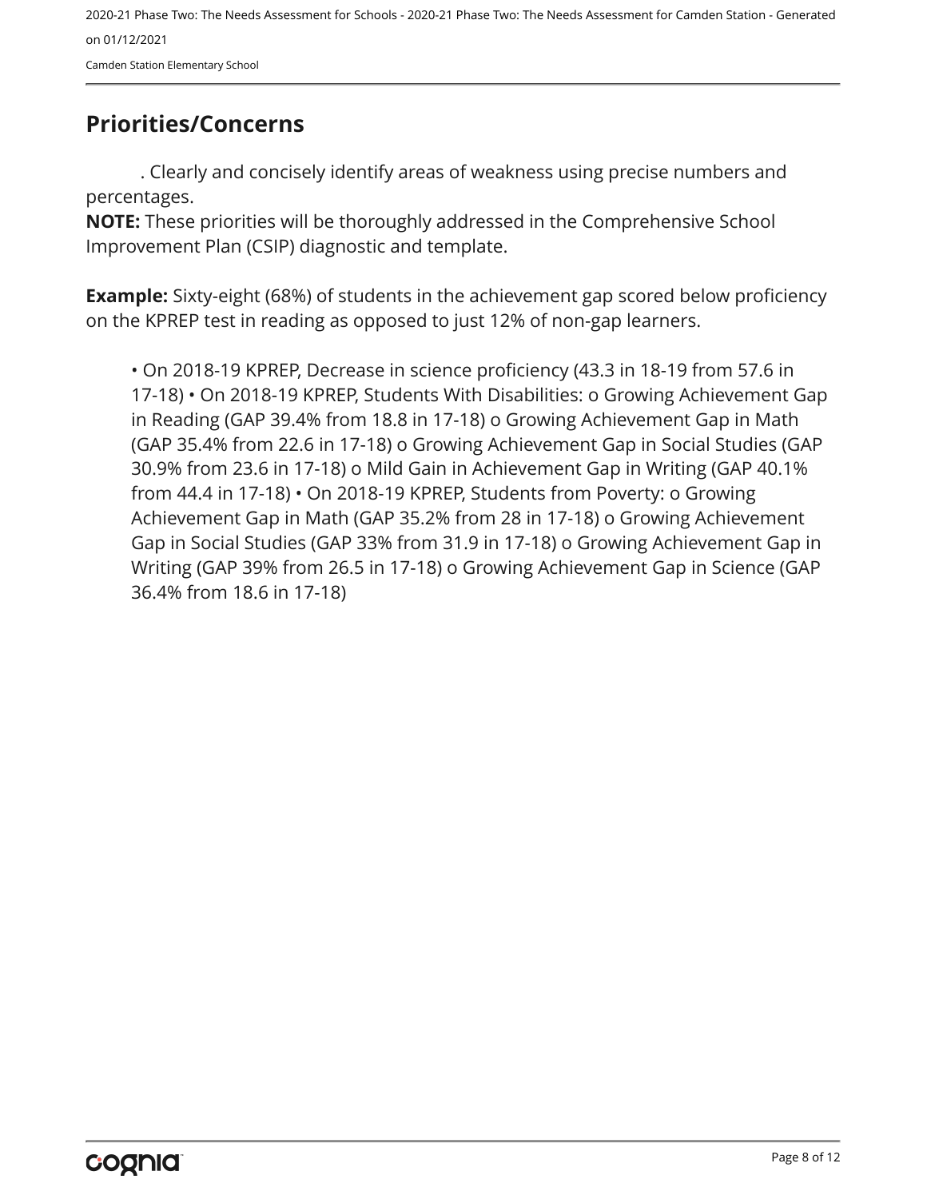## Priorities/Concerns

. Clearly and concisely identify areas of weakness using precise numbers and percentages.

**NOTE:** These priorities will be thoroughly addressed in the Comprehensive School Improvement Plan (CSIP) diagnostic and template.

**Example:** Sixty-eight (68%) of students in the achievement gap scored below proficiency on the KPREP test in reading as opposed to just 12% of non-gap learners.

• On 2018-19 KPREP, Decrease in science proficiency (43.3 in 18-19 from 57.6 in 17-18) • On 2018-19 KPREP, Students With Disabilities: o Growing Achievement Gap in Reading (GAP 39.4% from 18.8 in 17-18) o Growing Achievement Gap in Math (GAP 35.4% from 22.6 in 17-18) o Growing Achievement Gap in Social Studies (GAP 30.9% from 23.6 in 17-18) o Mild Gain in Achievement Gap in Writing (GAP 40.1% from 44.4 in 17-18) • On 2018-19 KPREP, Students from Poverty: o Growing Achievement Gap in Math (GAP 35.2% from 28 in 17-18) o Growing Achievement Gap in Social Studies (GAP 33% from 31.9 in 17-18) o Growing Achievement Gap in Writing (GAP 39% from 26.5 in 17-18) o Growing Achievement Gap in Science (GAP 36.4% from 18.6 in 17-18)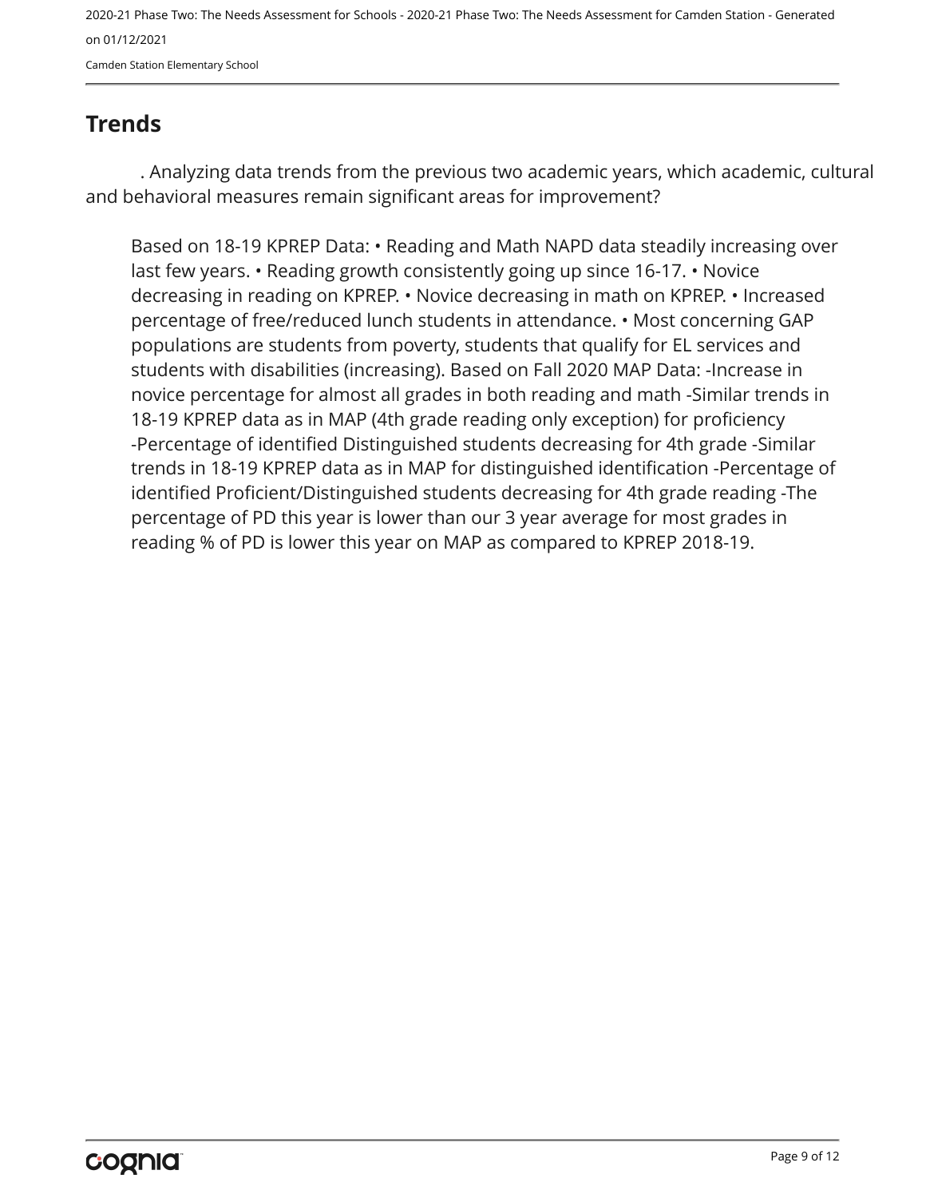## Trends

. Analyzing data trends from the previous two academic years, which academic, cultural and behavioral measures remain significant areas for improvement?

Based on 18-19 KPREP Data: • Reading and Math NAPD data steadily increasing over last few years. • Reading growth consistently going up since 16-17. • Novice decreasing in reading on KPREP. • Novice decreasing in math on KPREP. • Increased percentage of free/reduced lunch students in attendance. • Most concerning GAP populations are students from poverty, students that qualify for EL services and students with disabilities (increasing). Based on Fall 2020 MAP Data: -Increase in novice percentage for almost all grades in both reading and math -Similar trends in 18-19 KPREP data as in MAP (4th grade reading only exception) for proficiency -Percentage of identified Distinguished students decreasing for 4th grade -Similar trends in 18-19 KPREP data as in MAP for distinguished identification -Percentage of identified Proficient/Distinguished students decreasing for 4th grade reading -The percentage of PD this year is lower than our 3 year average for most grades in reading % of PD is lower this year on MAP as compared to KPREP 2018-19.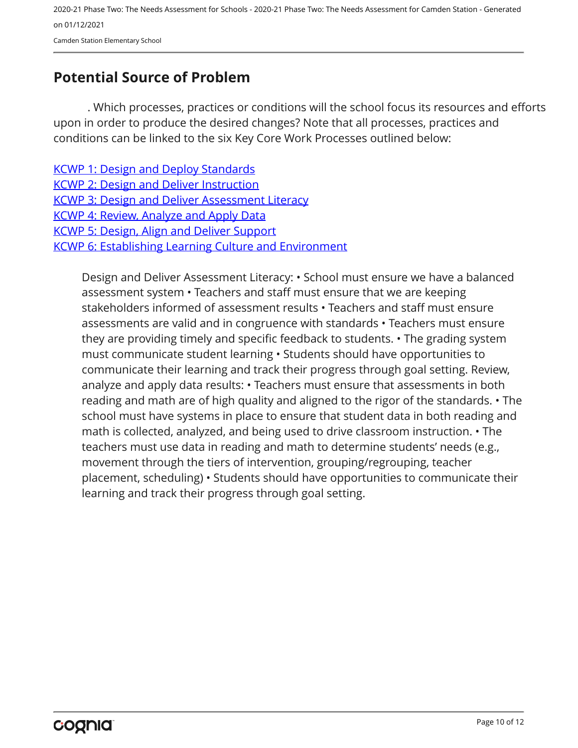## Potential Source of Problem

. Which processes, practices or conditions will the school focus its resources and efforts upon in order to produce the desired changes? Note that all processes, practices and conditions can be linked to the six Key Core Work Processes outlined below:

KCWP 1: Design and Deploy Standards
KCWP 2: Design and Deliver Instruction
KCWP 3: Design and Deliver Assessment Literacy
KCWP 4: Review, Analyze and Apply Data
KCWP 5: Design, Align and Deliver Support
KCWP 6: Establishing Learning Culture and Environment

Design and Deliver Assessment Literacy: • School must ensure we have a balanced assessment system • Teachers and staff must ensure that we are keeping stakeholders informed of assessment results • Teachers and staff must ensure assessments are valid and in congruence with standards • Teachers must ensure they are providing timely and specific feedback to students. • The grading system must communicate student learning • Students should have opportunities to communicate their learning and track their progress through goal setting. Review, analyze and apply data results: • Teachers must ensure that assessments in both reading and math are of high quality and aligned to the rigor of the standards. • The school must have systems in place to ensure that student data in both reading and math is collected, analyzed, and being used to drive classroom instruction. • The teachers must use data in reading and math to determine students' needs (e.g., movement through the tiers of intervention, grouping/regrouping, teacher placement, scheduling) • Students should have opportunities to communicate their learning and track their progress through goal setting.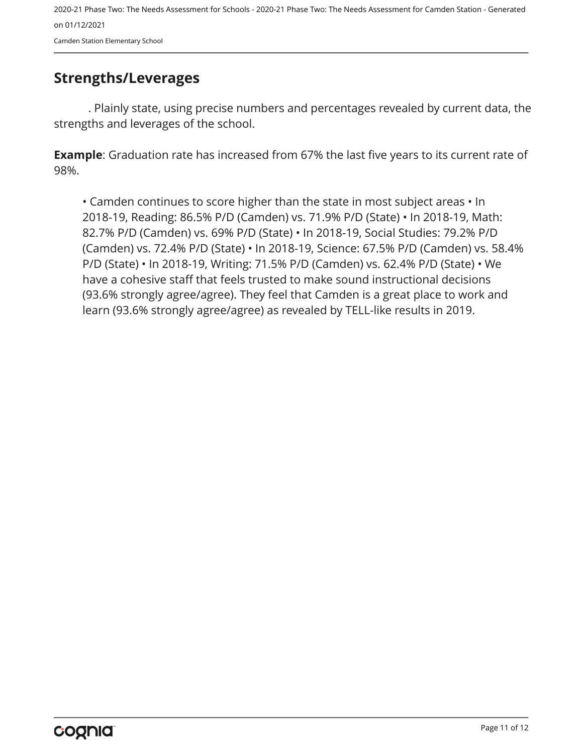## Strengths/Leverages

. Plainly state, using precise numbers and percentages revealed by current data, the strengths and leverages of the school.

**Example**: Graduation rate has increased from 67% the last five years to its current rate of 98%.

• Camden continues to score higher than the state in most subject areas • In 2018-19, Reading: 86.5% P/D (Camden) vs. 71.9% P/D (State) • In 2018-19, Math: 82.7% P/D (Camden) vs. 69% P/D (State) • In 2018-19, Social Studies: 79.2% P/D (Camden) vs. 72.4% P/D (State) • In 2018-19, Science: 67.5% P/D (Camden) vs. 58.4% P/D (State) • In 2018-19, Writing: 71.5% P/D (Camden) vs. 62.4% P/D (State) • We have a cohesive staff that feels trusted to make sound instructional decisions (93.6% strongly agree/agree). They feel that Camden is a great place to work and learn (93.6% strongly agree/agree) as revealed by TELL-like results in 2019.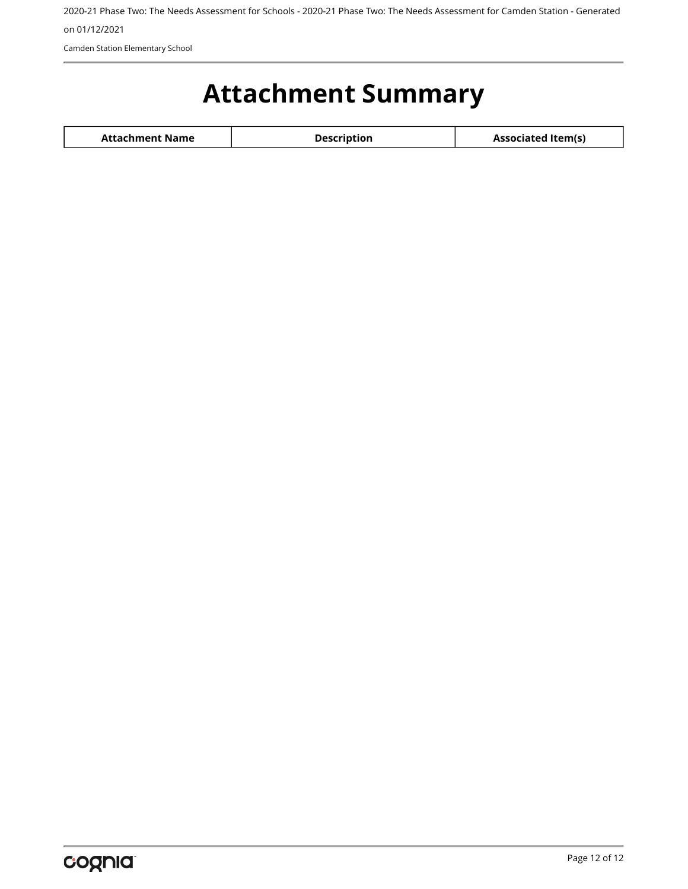# Attachment Summary

| Attachment Name | Description | Associated Item(s) |
| --- | --- | --- |